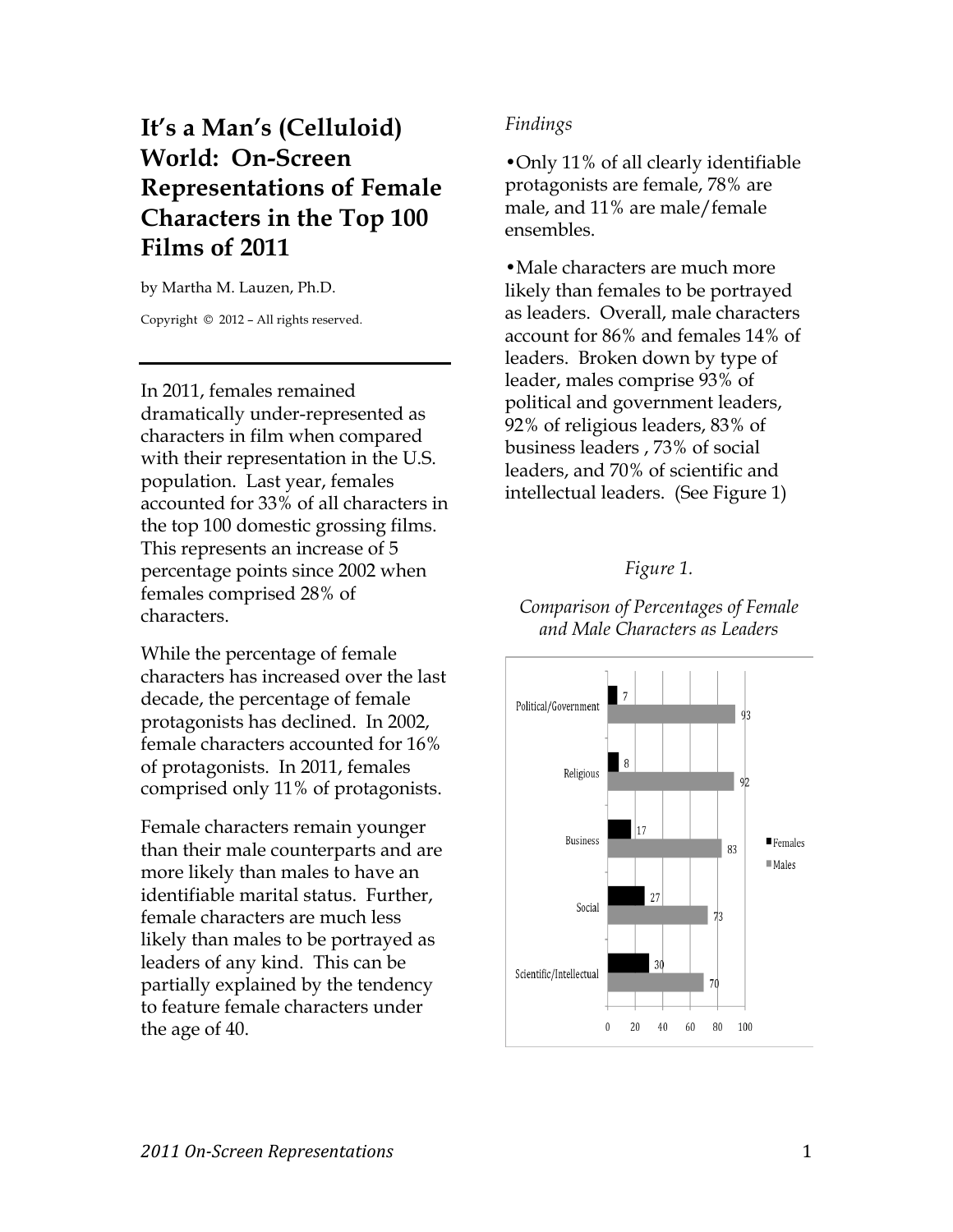# It's a Man's (Celluloid) World: On-Screen Representations of Female Characters in the Top 100 Films of 2011

by Martha M. Lauzen, Ph.D.

Copyright © 2012 – All rights reserved.

---

In 2011, females remained dramatically under-represented as characters in film when compared with their representation in the U.S. population. Last year, females accounted for 33% of all characters in the top 100 domestic grossing films. This represents an increase of 5 percentage points since 2002 when females comprised 28% of characters.

While the percentage of female characters has increased over the last decade, the percentage of female protagonists has declined. In 2002, female characters accounted for 16% of protagonists. In 2011, females comprised only 11% of protagonists.

Female characters remain younger than their male counterparts and are more likely than males to have an identifiable marital status. Further, female characters are much less likely than males to be portrayed as leaders of any kind. This can be partially explained by the tendency to feature female characters under the age of 40.

*Findings*

- Only 11% of all clearly identifiable protagonists are female, 78% are male, and 11% are male/female ensembles.

- Male characters are much more likely than females to be portrayed as leaders. Overall, male characters account for 86% and females 14% of leaders. Broken down by type of leader, males comprise 93% of political and government leaders, 92% of religious leaders, 83% of business leaders , 73% of social leaders, and 70% of scientific and intellectual leaders. (See Figure 1)

*Figure 1.*

*Comparison of Percentages of Female and Male Characters as Leaders*

| | Females | Males |
|---|---|---|
| Political/Government | 7 | 93 |
| Religious | 8 | 92 |
| Business | 17 | 83 |
| Social | 27 | 73 |
| Scientific/Intellectual | 30 | 70 |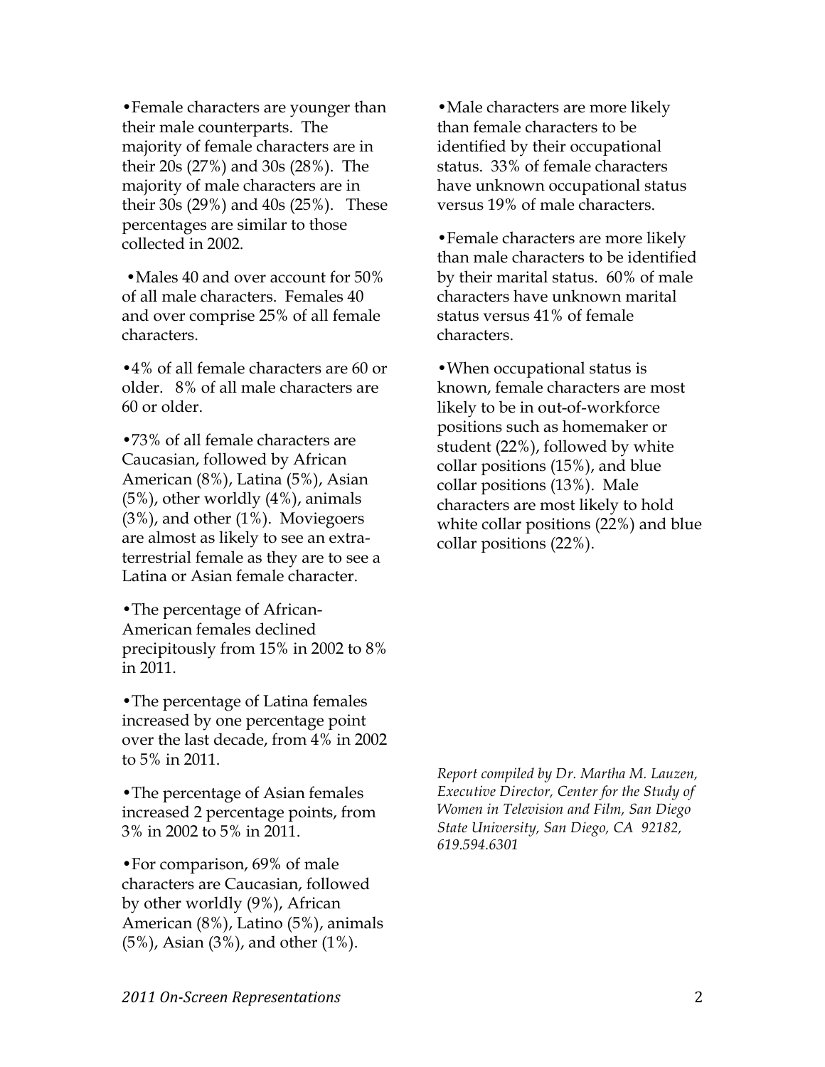- Female characters are younger than their male counterparts. The majority of female characters are in their 20s (27%) and 30s (28%). The majority of male characters are in their 30s (29%) and 40s (25%). These percentages are similar to those collected in 2002.

- Males 40 and over account for 50% of all male characters. Females 40 and over comprise 25% of all female characters.

- 4% of all female characters are 60 or older. 8% of all male characters are 60 or older.

- 73% of all female characters are Caucasian, followed by African American (8%), Latina (5%), Asian (5%), other worldly (4%), animals (3%), and other (1%). Moviegoers are almost as likely to see an extra-terrestrial female as they are to see a Latina or Asian female character.

- The percentage of African-American females declined precipitously from 15% in 2002 to 8% in 2011.

- The percentage of Latina females increased by one percentage point over the last decade, from 4% in 2002 to 5% in 2011.

- The percentage of Asian females increased 2 percentage points, from 3% in 2002 to 5% in 2011.

- For comparison, 69% of male characters are Caucasian, followed by other worldly (9%), African American (8%), Latino (5%), animals (5%), Asian (3%), and other (1%).

- Male characters are more likely than female characters to be identified by their occupational status. 33% of female characters have unknown occupational status versus 19% of male characters.

- Female characters are more likely than male characters to be identified by their marital status. 60% of male characters have unknown marital status versus 41% of female characters.

- When occupational status is known, female characters are most likely to be in out-of-workforce positions such as homemaker or student (22%), followed by white collar positions (15%), and blue collar positions (13%). Male characters are most likely to hold white collar positions (22%) and blue collar positions (22%).

*Report compiled by Dr. Martha M. Lauzen, Executive Director, Center for the Study of Women in Television and Film, San Diego State University, San Diego, CA 92182, 619.594.6301*